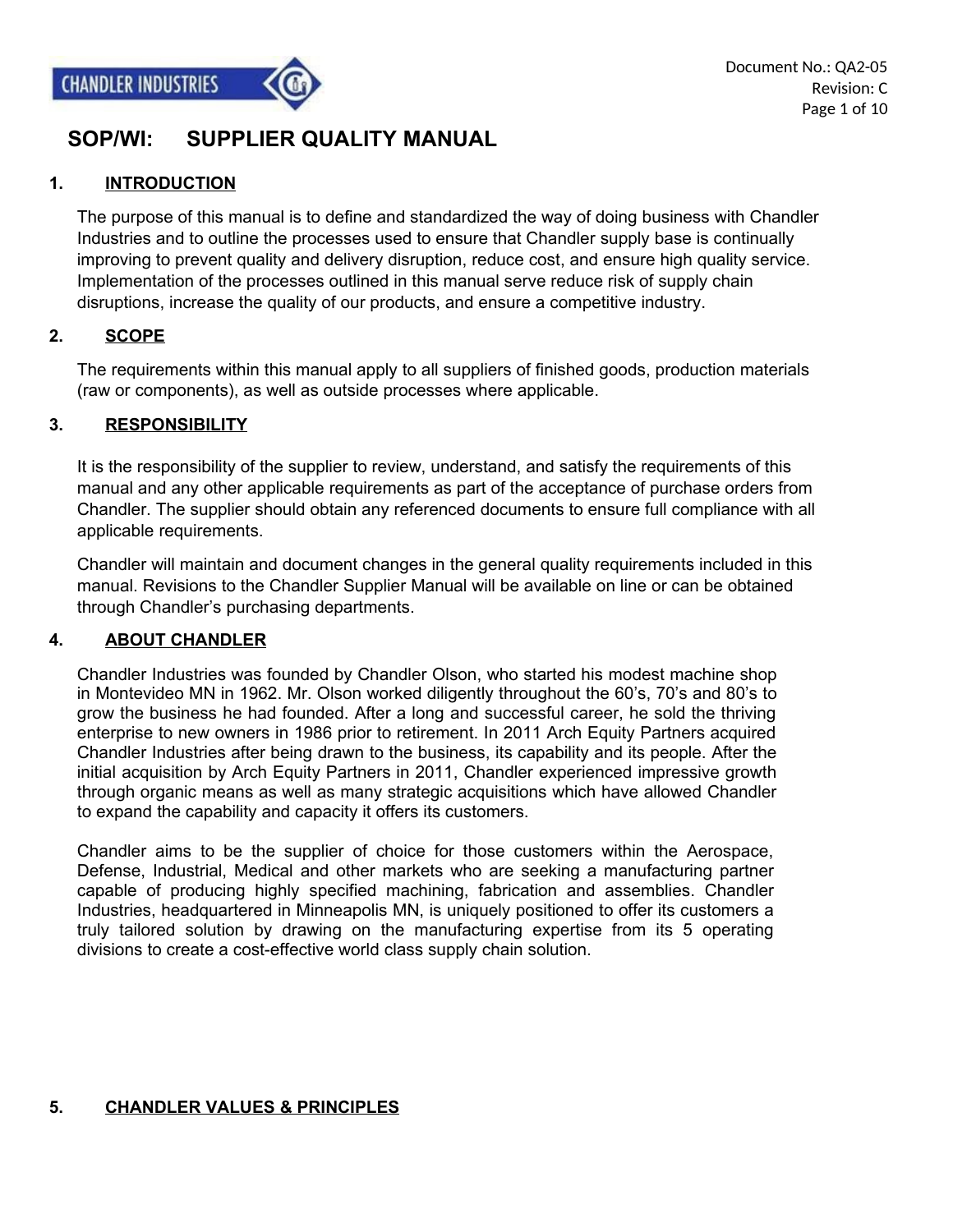# SOP/WI: SUPPLIER QUALITY MANUAL

## 1. INTRODUCTION

The purpose of this manual is to define and standardized the way of doing business with Chandler Industries and to outline the processes used to ensure that Chandler supply base is continually improving to prevent quality and delivery disruption, reduce cost, and ensure high quality service. Implementation of the processes outlined in this manual serve reduce risk of supply chain disruptions, increase the quality of our products, and ensure a competitive industry.

## 2. SCOPE

The requirements within this manual apply to all suppliers of finished goods, production materials (raw or components), as well as outside processes where applicable.

## 3. RESPONSIBILITY

It is the responsibility of the supplier to review, understand, and satisfy the requirements of this manual and any other applicable requirements as part of the acceptance of purchase orders from Chandler. The supplier should obtain any referenced documents to ensure full compliance with all applicable requirements.

Chandler will maintain and document changes in the general quality requirements included in this manual. Revisions to the Chandler Supplier Manual will be available on line or can be obtained through Chandler's purchasing departments.

## 4. ABOUT CHANDLER

Chandler Industries was founded by Chandler Olson, who started his modest machine shop in Montevideo MN in 1962. Mr. Olson worked diligently throughout the 60's, 70's and 80's to grow the business he had founded. After a long and successful career, he sold the thriving enterprise to new owners in 1986 prior to retirement. In 2011 Arch Equity Partners acquired Chandler Industries after being drawn to the business, its capability and its people. After the initial acquisition by Arch Equity Partners in 2011, Chandler experienced impressive growth through organic means as well as many strategic acquisitions which have allowed Chandler to expand the capability and capacity it offers its customers.

Chandler aims to be the supplier of choice for those customers within the Aerospace, Defense, Industrial, Medical and other markets who are seeking a manufacturing partner capable of producing highly specified machining, fabrication and assemblies. Chandler Industries, headquartered in Minneapolis MN, is uniquely positioned to offer its customers a truly tailored solution by drawing on the manufacturing expertise from its 5 operating divisions to create a cost-effective world class supply chain solution.

## 5. CHANDLER VALUES & PRINCIPLES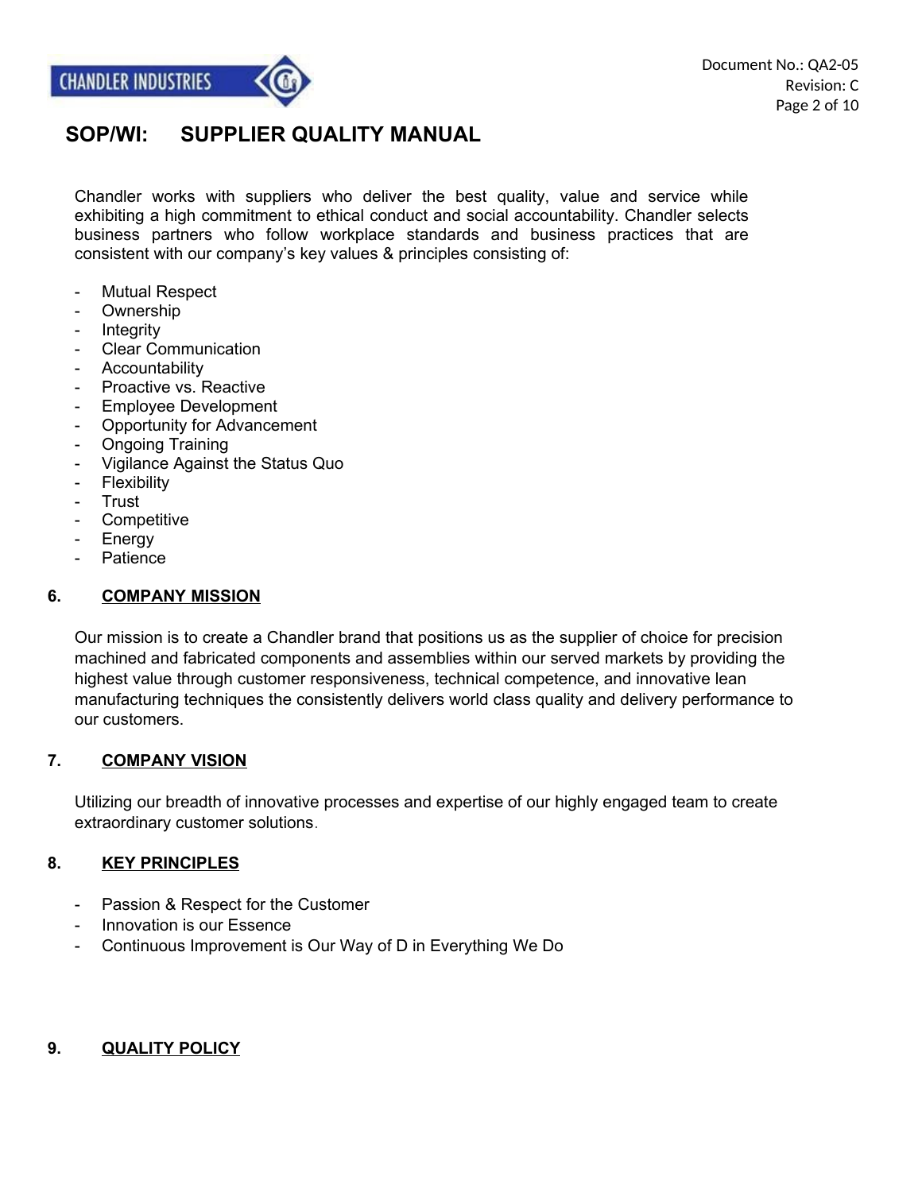# SOP/WI: SUPPLIER QUALITY MANUAL

Chandler works with suppliers who deliver the best quality, value and service while exhibiting a high commitment to ethical conduct and social accountability. Chandler selects business partners who follow workplace standards and business practices that are consistent with our company's key values & principles consisting of:

- Mutual Respect
- Ownership
- Integrity
- Clear Communication
- Accountability
- Proactive vs. Reactive
- Employee Development
- Opportunity for Advancement
- Ongoing Training
- Vigilance Against the Status Quo
- Flexibility
- Trust
- Competitive
- Energy
- Patience

## 6. COMPANY MISSION

Our mission is to create a Chandler brand that positions us as the supplier of choice for precision machined and fabricated components and assemblies within our served markets by providing the highest value through customer responsiveness, technical competence, and innovative lean manufacturing techniques the consistently delivers world class quality and delivery performance to our customers.

## 7. COMPANY VISION

Utilizing our breadth of innovative processes and expertise of our highly engaged team to create extraordinary customer solutions.

## 8. KEY PRINCIPLES

- Passion & Respect for the Customer
- Innovation is our Essence
- Continuous Improvement is Our Way of D in Everything We Do

## 9. QUALITY POLICY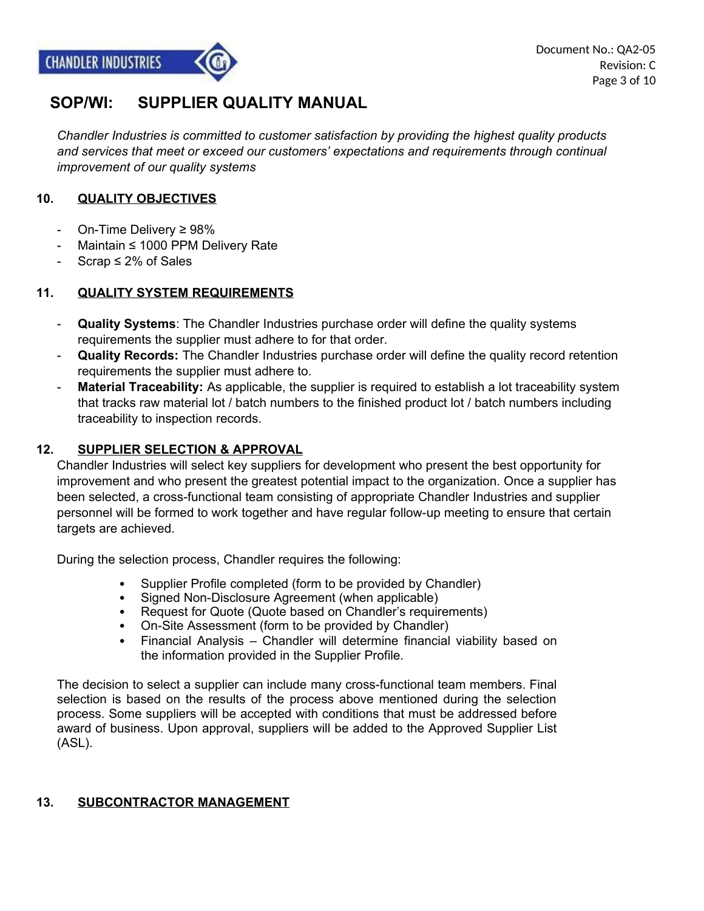# SOP/WI: SUPPLIER QUALITY MANUAL

*Chandler Industries is committed to customer satisfaction by providing the highest quality products and services that meet or exceed our customers' expectations and requirements through continual improvement of our quality systems*

## 10. QUALITY OBJECTIVES

- On-Time Delivery ≥ 98%
- Maintain ≤ 1000 PPM Delivery Rate
- Scrap ≤ 2% of Sales

## 11. QUALITY SYSTEM REQUIREMENTS

- **Quality Systems**: The Chandler Industries purchase order will define the quality systems requirements the supplier must adhere to for that order.
- **Quality Records:** The Chandler Industries purchase order will define the quality record retention requirements the supplier must adhere to.
- **Material Traceability:** As applicable, the supplier is required to establish a lot traceability system that tracks raw material lot / batch numbers to the finished product lot / batch numbers including traceability to inspection records.

## 12. SUPPLIER SELECTION & APPROVAL

Chandler Industries will select key suppliers for development who present the best opportunity for improvement and who present the greatest potential impact to the organization. Once a supplier has been selected, a cross-functional team consisting of appropriate Chandler Industries and supplier personnel will be formed to work together and have regular follow-up meeting to ensure that certain targets are achieved.

During the selection process, Chandler requires the following:

- Supplier Profile completed (form to be provided by Chandler)
- Signed Non-Disclosure Agreement (when applicable)
- Request for Quote (Quote based on Chandler's requirements)
- On-Site Assessment (form to be provided by Chandler)
- Financial Analysis – Chandler will determine financial viability based on the information provided in the Supplier Profile.

The decision to select a supplier can include many cross-functional team members. Final selection is based on the results of the process above mentioned during the selection process. Some suppliers will be accepted with conditions that must be addressed before award of business. Upon approval, suppliers will be added to the Approved Supplier List (ASL).

## 13. SUBCONTRACTOR MANAGEMENT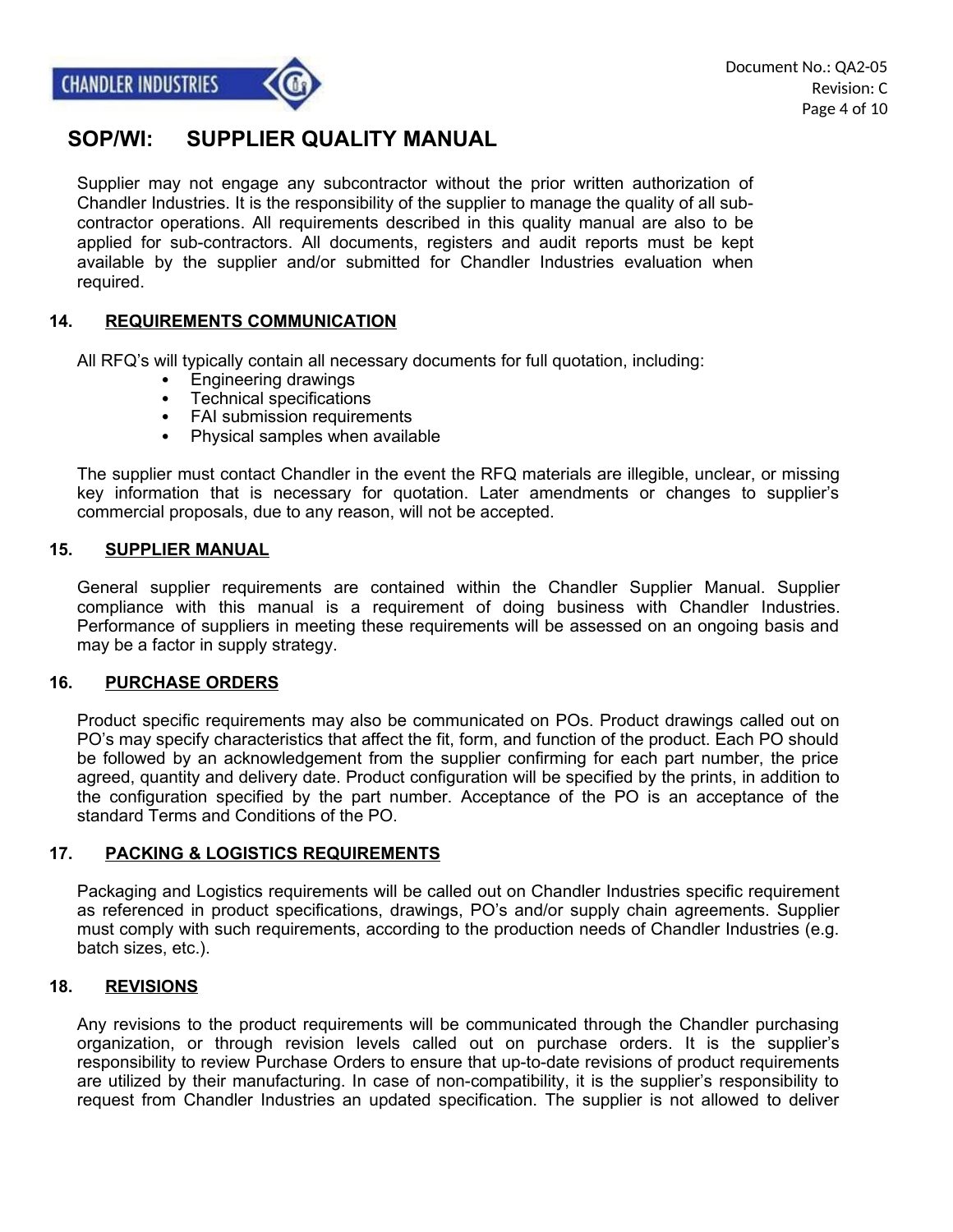# SOP/WI: SUPPLIER QUALITY MANUAL

Supplier may not engage any subcontractor without the prior written authorization of Chandler Industries. It is the responsibility of the supplier to manage the quality of all sub-contractor operations. All requirements described in this quality manual are also to be applied for sub-contractors. All documents, registers and audit reports must be kept available by the supplier and/or submitted for Chandler Industries evaluation when required.

## 14. REQUIREMENTS COMMUNICATION

All RFQ's will typically contain all necessary documents for full quotation, including:

- Engineering drawings
- Technical specifications
- FAI submission requirements
- Physical samples when available

The supplier must contact Chandler in the event the RFQ materials are illegible, unclear, or missing key information that is necessary for quotation. Later amendments or changes to supplier's commercial proposals, due to any reason, will not be accepted.

## 15. SUPPLIER MANUAL

General supplier requirements are contained within the Chandler Supplier Manual. Supplier compliance with this manual is a requirement of doing business with Chandler Industries. Performance of suppliers in meeting these requirements will be assessed on an ongoing basis and may be a factor in supply strategy.

## 16. PURCHASE ORDERS

Product specific requirements may also be communicated on POs. Product drawings called out on PO's may specify characteristics that affect the fit, form, and function of the product. Each PO should be followed by an acknowledgement from the supplier confirming for each part number, the price agreed, quantity and delivery date. Product configuration will be specified by the prints, in addition to the configuration specified by the part number. Acceptance of the PO is an acceptance of the standard Terms and Conditions of the PO.

## 17. PACKING & LOGISTICS REQUIREMENTS

Packaging and Logistics requirements will be called out on Chandler Industries specific requirement as referenced in product specifications, drawings, PO's and/or supply chain agreements. Supplier must comply with such requirements, according to the production needs of Chandler Industries (e.g. batch sizes, etc.).

## 18. REVISIONS

Any revisions to the product requirements will be communicated through the Chandler purchasing organization, or through revision levels called out on purchase orders. It is the supplier's responsibility to review Purchase Orders to ensure that up-to-date revisions of product requirements are utilized by their manufacturing. In case of non-compatibility, it is the supplier's responsibility to request from Chandler Industries an updated specification. The supplier is not allowed to deliver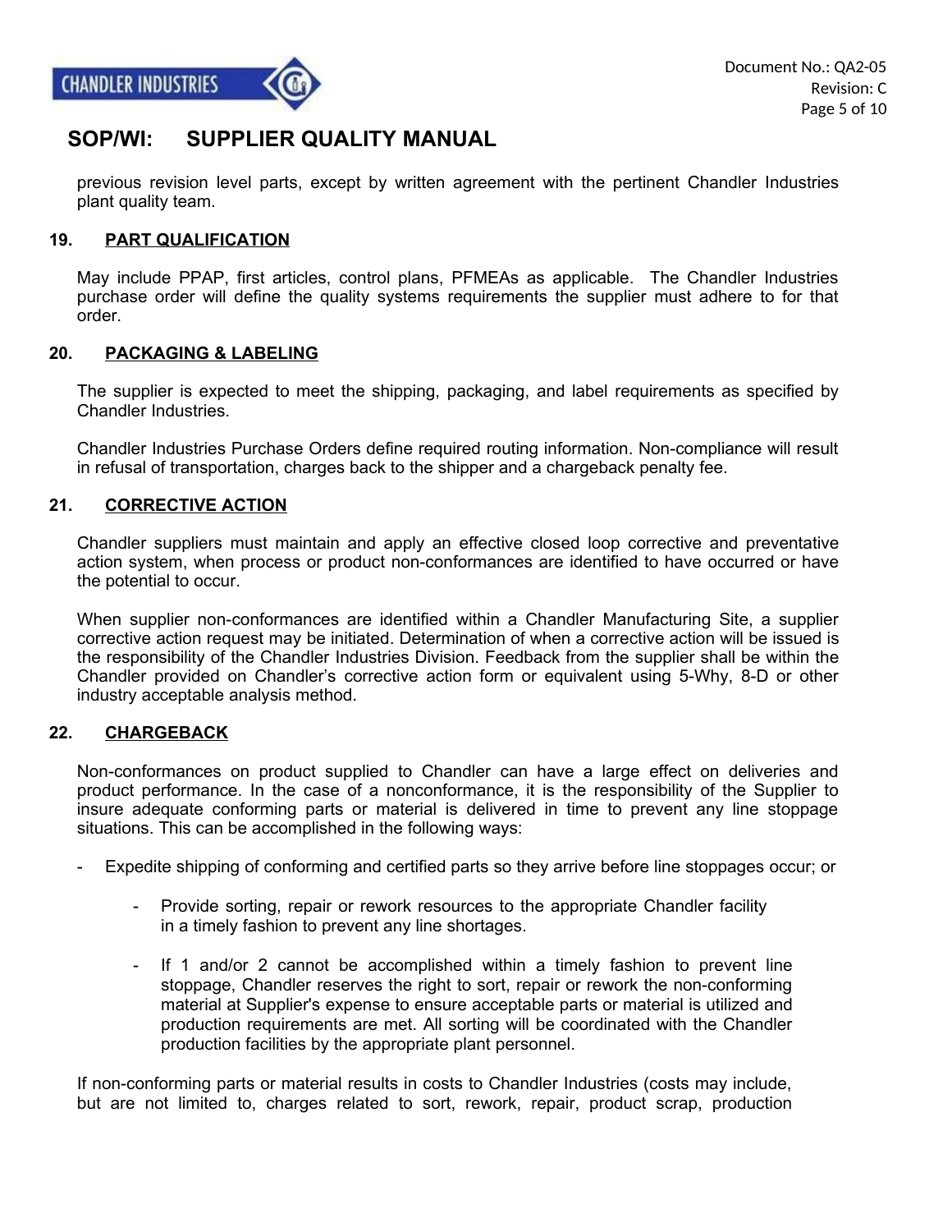previous revision level parts, except by written agreement with the pertinent Chandler Industries plant quality team.

## 19. PART QUALIFICATION

May include PPAP, first articles, control plans, PFMEAs as applicable. The Chandler Industries purchase order will define the quality systems requirements the supplier must adhere to for that order.

## 20. PACKAGING & LABELING

The supplier is expected to meet the shipping, packaging, and label requirements as specified by Chandler Industries.

Chandler Industries Purchase Orders define required routing information. Non-compliance will result in refusal of transportation, charges back to the shipper and a chargeback penalty fee.

## 21. CORRECTIVE ACTION

Chandler suppliers must maintain and apply an effective closed loop corrective and preventative action system, when process or product non-conformances are identified to have occurred or have the potential to occur.

When supplier non-conformances are identified within a Chandler Manufacturing Site, a supplier corrective action request may be initiated. Determination of when a corrective action will be issued is the responsibility of the Chandler Industries Division. Feedback from the supplier shall be within the Chandler provided on Chandler's corrective action form or equivalent using 5-Why, 8-D or other industry acceptable analysis method.

## 22. CHARGEBACK

Non-conformances on product supplied to Chandler can have a large effect on deliveries and product performance. In the case of a nonconformance, it is the responsibility of the Supplier to insure adequate conforming parts or material is delivered in time to prevent any line stoppage situations. This can be accomplished in the following ways:

- Expedite shipping of conforming and certified parts so they arrive before line stoppages occur; or
    - Provide sorting, repair or rework resources to the appropriate Chandler facility in a timely fashion to prevent any line shortages.
    - If 1 and/or 2 cannot be accomplished within a timely fashion to prevent line stoppage, Chandler reserves the right to sort, repair or rework the non-conforming material at Supplier's expense to ensure acceptable parts or material is utilized and production requirements are met. All sorting will be coordinated with the Chandler production facilities by the appropriate plant personnel.

If non-conforming parts or material results in costs to Chandler Industries (costs may include, but are not limited to, charges related to sort, rework, repair, product scrap, production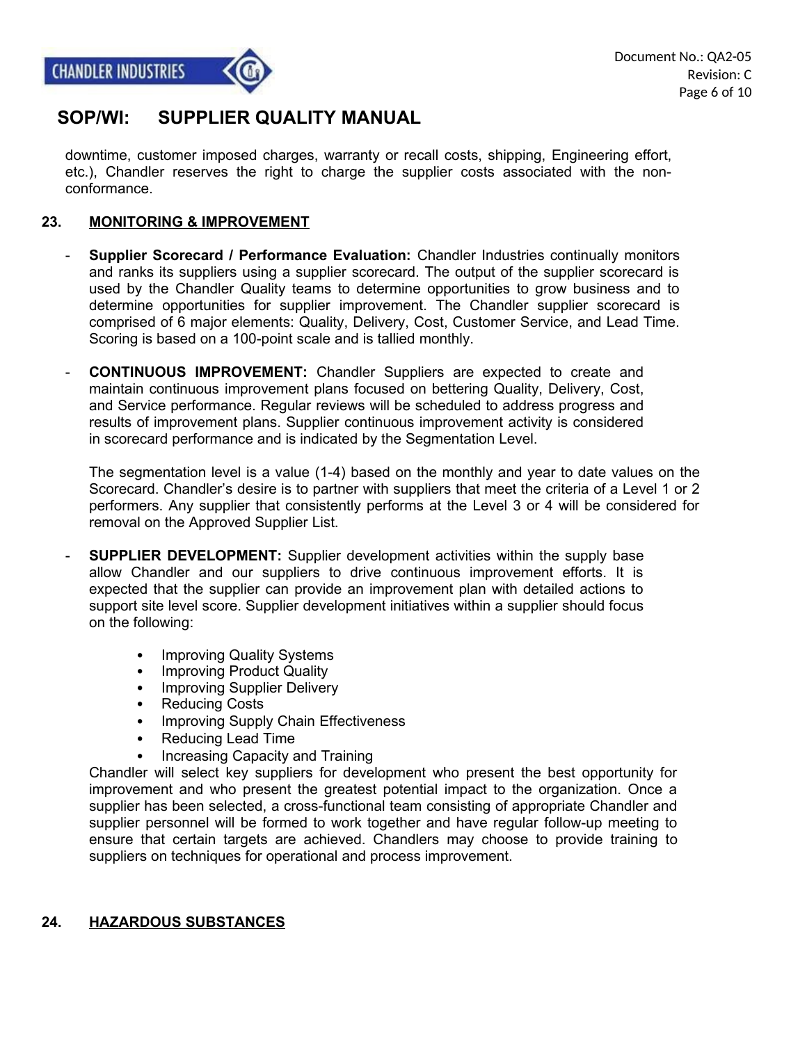downtime, customer imposed charges, warranty or recall costs, shipping, Engineering effort, etc.), Chandler reserves the right to charge the supplier costs associated with the non-conformance.

## 23. MONITORING & IMPROVEMENT

- **Supplier Scorecard / Performance Evaluation:** Chandler Industries continually monitors and ranks its suppliers using a supplier scorecard. The output of the supplier scorecard is used by the Chandler Quality teams to determine opportunities to grow business and to determine opportunities for supplier improvement. The Chandler supplier scorecard is comprised of 6 major elements: Quality, Delivery, Cost, Customer Service, and Lead Time. Scoring is based on a 100-point scale and is tallied monthly.

- **CONTINUOUS IMPROVEMENT:** Chandler Suppliers are expected to create and maintain continuous improvement plans focused on bettering Quality, Delivery, Cost, and Service performance. Regular reviews will be scheduled to address progress and results of improvement plans. Supplier continuous improvement activity is considered in scorecard performance and is indicated by the Segmentation Level.

  The segmentation level is a value (1-4) based on the monthly and year to date values on the Scorecard. Chandler's desire is to partner with suppliers that meet the criteria of a Level 1 or 2 performers. Any supplier that consistently performs at the Level 3 or 4 will be considered for removal on the Approved Supplier List.

- **SUPPLIER DEVELOPMENT:** Supplier development activities within the supply base allow Chandler and our suppliers to drive continuous improvement efforts. It is expected that the supplier can provide an improvement plan with detailed actions to support site level score. Supplier development initiatives within a supplier should focus on the following:

  - Improving Quality Systems
  - Improving Product Quality
  - Improving Supplier Delivery
  - Reducing Costs
  - Improving Supply Chain Effectiveness
  - Reducing Lead Time
  - Increasing Capacity and Training

  Chandler will select key suppliers for development who present the best opportunity for improvement and who present the greatest potential impact to the organization. Once a supplier has been selected, a cross-functional team consisting of appropriate Chandler and supplier personnel will be formed to work together and have regular follow-up meeting to ensure that certain targets are achieved. Chandlers may choose to provide training to suppliers on techniques for operational and process improvement.

## 24. HAZARDOUS SUBSTANCES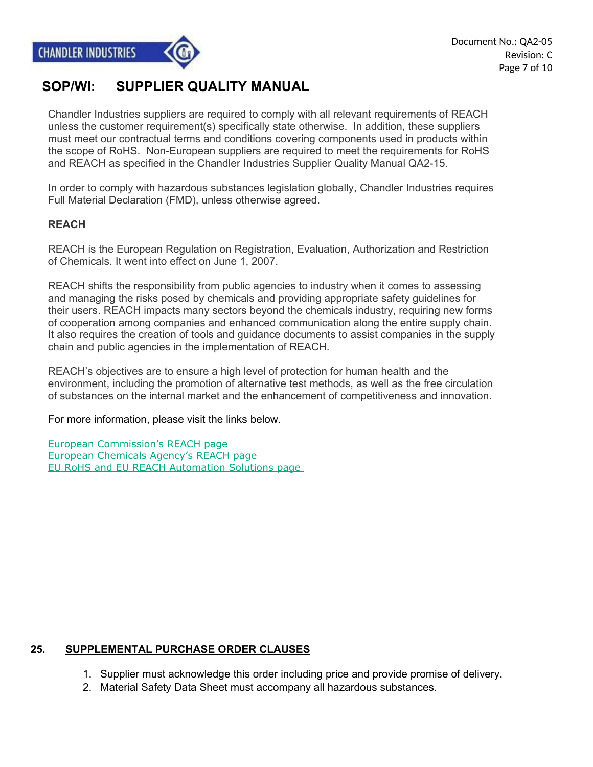Chandler Industries suppliers are required to comply with all relevant requirements of REACH unless the customer requirement(s) specifically state otherwise. In addition, these suppliers must meet our contractual terms and conditions covering components used in products within the scope of RoHS. Non-European suppliers are required to meet the requirements for RoHS and REACH as specified in the Chandler Industries Supplier Quality Manual QA2-15.

In order to comply with hazardous substances legislation globally, Chandler Industries requires Full Material Declaration (FMD), unless otherwise agreed.

**REACH**

REACH is the European Regulation on Registration, Evaluation, Authorization and Restriction of Chemicals. It went into effect on June 1, 2007.

REACH shifts the responsibility from public agencies to industry when it comes to assessing and managing the risks posed by chemicals and providing appropriate safety guidelines for their users. REACH impacts many sectors beyond the chemicals industry, requiring new forms of cooperation among companies and enhanced communication along the entire supply chain. It also requires the creation of tools and guidance documents to assist companies in the supply chain and public agencies in the implementation of REACH.

REACH's objectives are to ensure a high level of protection for human health and the environment, including the promotion of alternative test methods, as well as the free circulation of substances on the internal market and the enhancement of competitiveness and innovation.

For more information, please visit the links below.

European Commission's REACH page
European Chemicals Agency's REACH page
EU RoHS and EU REACH Automation Solutions page

## 25. SUPPLEMENTAL PURCHASE ORDER CLAUSES

1. Supplier must acknowledge this order including price and provide promise of delivery.
2. Material Safety Data Sheet must accompany all hazardous substances.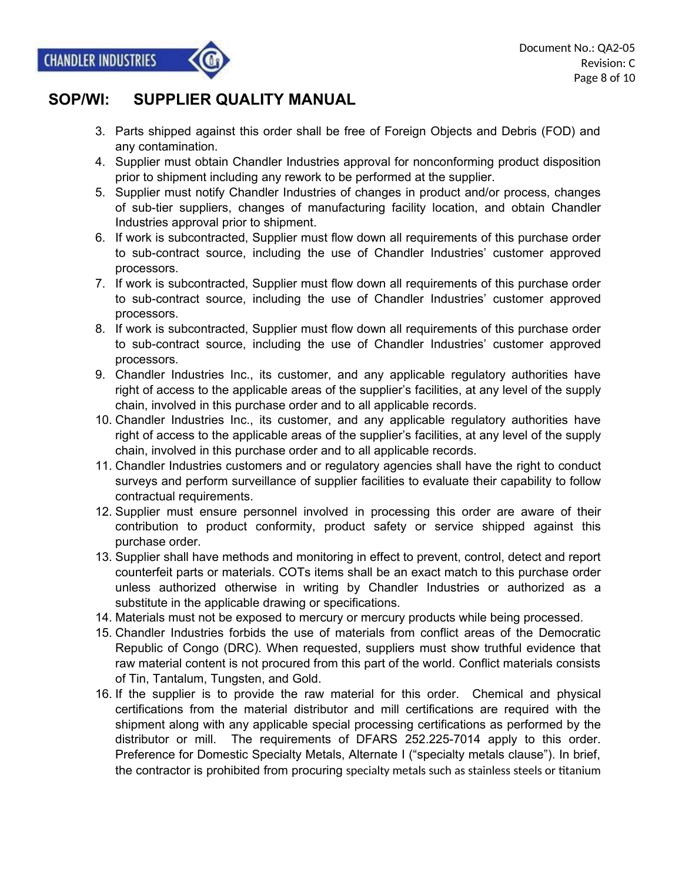## SOP/WI: SUPPLIER QUALITY MANUAL

3. Parts shipped against this order shall be free of Foreign Objects and Debris (FOD) and any contamination.
4. Supplier must obtain Chandler Industries approval for nonconforming product disposition prior to shipment including any rework to be performed at the supplier.
5. Supplier must notify Chandler Industries of changes in product and/or process, changes of sub-tier suppliers, changes of manufacturing facility location, and obtain Chandler Industries approval prior to shipment.
6. If work is subcontracted, Supplier must flow down all requirements of this purchase order to sub-contract source, including the use of Chandler Industries' customer approved processors.
7. If work is subcontracted, Supplier must flow down all requirements of this purchase order to sub-contract source, including the use of Chandler Industries' customer approved processors.
8. If work is subcontracted, Supplier must flow down all requirements of this purchase order to sub-contract source, including the use of Chandler Industries' customer approved processors.
9. Chandler Industries Inc., its customer, and any applicable regulatory authorities have right of access to the applicable areas of the supplier's facilities, at any level of the supply chain, involved in this purchase order and to all applicable records.
10. Chandler Industries Inc., its customer, and any applicable regulatory authorities have right of access to the applicable areas of the supplier's facilities, at any level of the supply chain, involved in this purchase order and to all applicable records.
11. Chandler Industries customers and or regulatory agencies shall have the right to conduct surveys and perform surveillance of supplier facilities to evaluate their capability to follow contractual requirements.
12. Supplier must ensure personnel involved in processing this order are aware of their contribution to product conformity, product safety or service shipped against this purchase order.
13. Supplier shall have methods and monitoring in effect to prevent, control, detect and report counterfeit parts or materials. COTs items shall be an exact match to this purchase order unless authorized otherwise in writing by Chandler Industries or authorized as a substitute in the applicable drawing or specifications.
14. Materials must not be exposed to mercury or mercury products while being processed.
15. Chandler Industries forbids the use of materials from conflict areas of the Democratic Republic of Congo (DRC). When requested, suppliers must show truthful evidence that raw material content is not procured from this part of the world. Conflict materials consists of Tin, Tantalum, Tungsten, and Gold.
16. If the supplier is to provide the raw material for this order. Chemical and physical certifications from the material distributor and mill certifications are required with the shipment along with any applicable special processing certifications as performed by the distributor or mill. The requirements of DFARS 252.225-7014 apply to this order. Preference for Domestic Specialty Metals, Alternate I ("specialty metals clause"). In brief, the contractor is prohibited from procuring specialty metals such as stainless steels or titanium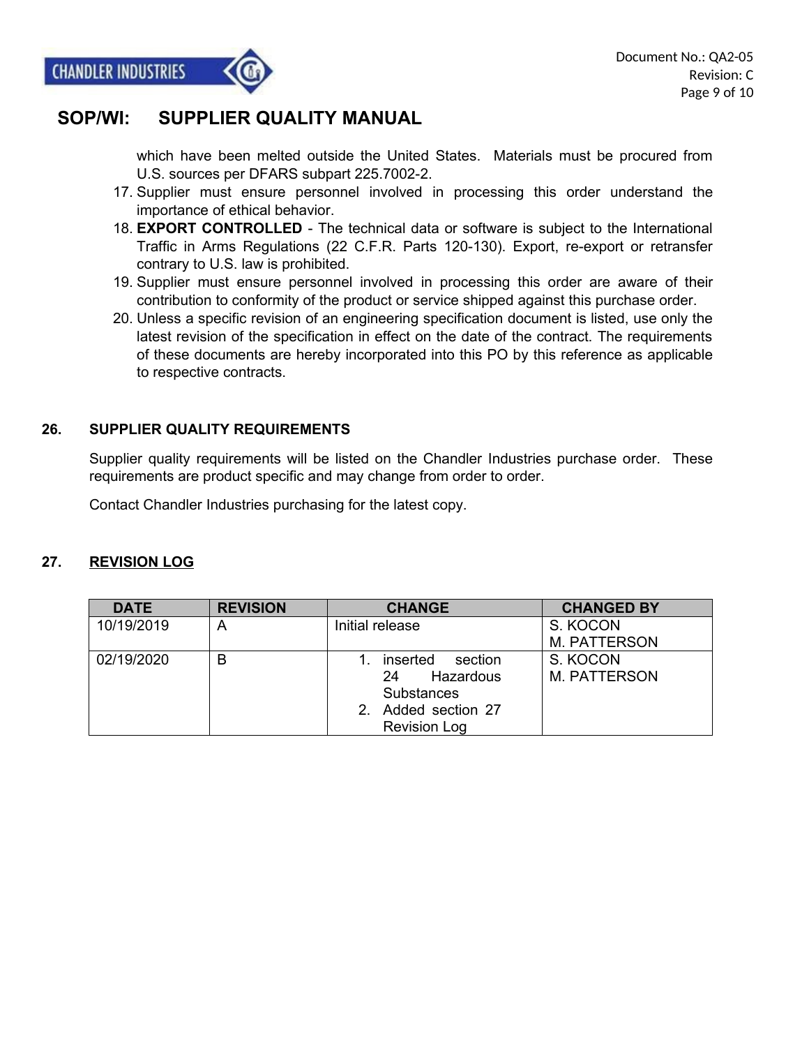which have been melted outside the United States. Materials must be procured from U.S. sources per DFARS subpart 225.7002-2.

17. Supplier must ensure personnel involved in processing this order understand the importance of ethical behavior.
18. **EXPORT CONTROLLED** - The technical data or software is subject to the International Traffic in Arms Regulations (22 C.F.R. Parts 120-130). Export, re-export or retransfer contrary to U.S. law is prohibited.
19. Supplier must ensure personnel involved in processing this order are aware of their contribution to conformity of the product or service shipped against this purchase order.
20. Unless a specific revision of an engineering specification document is listed, use only the latest revision of the specification in effect on the date of the contract. The requirements of these documents are hereby incorporated into this PO by this reference as applicable to respective contracts.

## 26. SUPPLIER QUALITY REQUIREMENTS

Supplier quality requirements will be listed on the Chandler Industries purchase order. These requirements are product specific and may change from order to order.

Contact Chandler Industries purchasing for the latest copy.

## 27. REVISION LOG

| DATE | REVISION | CHANGE | CHANGED BY |
|---|---|---|---|
| 10/19/2019 | A | Initial release | S. KOCON<br>M. PATTERSON |
| 02/19/2020 | B | 1. inserted section 24 Hazardous Substances<br>2. Added section 27 Revision Log | S. KOCON<br>M. PATTERSON |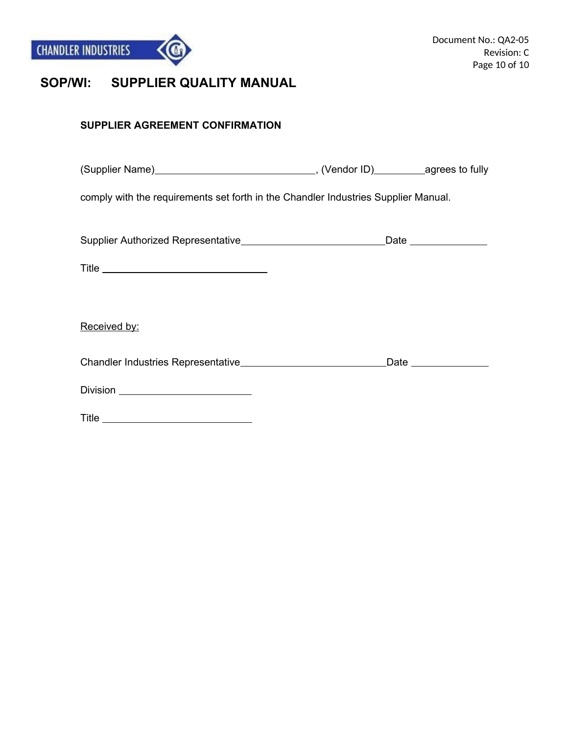# SOP/WI: SUPPLIER QUALITY MANUAL

**SUPPLIER AGREEMENT CONFIRMATION**

(Supplier Name)______________________________, (Vendor ID)_________ agrees to fully comply with the requirements set forth in the Chandler Industries Supplier Manual.

Supplier Authorized Representative___________________________Date ______________

Title ______________________________

Received by:

Chandler Industries Representative___________________________Date ______________

Division ________________________

Title _________________________